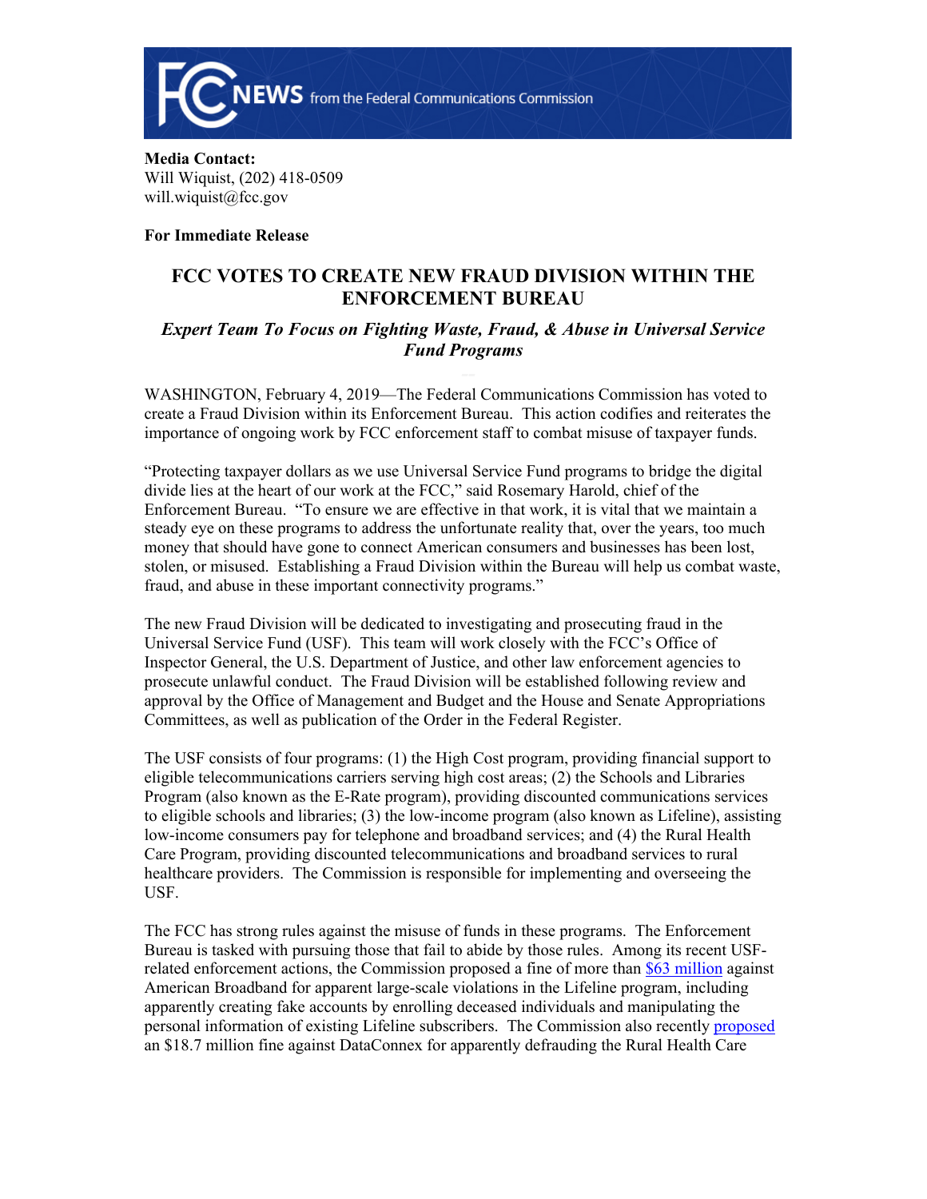**Media Contact:**
Will Wiquist, (202) 418-0509
will.wiquist@fcc.gov

**For Immediate Release**

# FCC VOTES TO CREATE NEW FRAUD DIVISION WITHIN THE ENFORCEMENT BUREAU

### *Expert Team To Focus on Fighting Waste, Fraud, & Abuse in Universal Service Fund Programs*

WASHINGTON, February 4, 2019—The Federal Communications Commission has voted to create a Fraud Division within its Enforcement Bureau. This action codifies and reiterates the importance of ongoing work by FCC enforcement staff to combat misuse of taxpayer funds.

"Protecting taxpayer dollars as we use Universal Service Fund programs to bridge the digital divide lies at the heart of our work at the FCC," said Rosemary Harold, chief of the Enforcement Bureau. "To ensure we are effective in that work, it is vital that we maintain a steady eye on these programs to address the unfortunate reality that, over the years, too much money that should have gone to connect American consumers and businesses has been lost, stolen, or misused. Establishing a Fraud Division within the Bureau will help us combat waste, fraud, and abuse in these important connectivity programs."

The new Fraud Division will be dedicated to investigating and prosecuting fraud in the Universal Service Fund (USF). This team will work closely with the FCC's Office of Inspector General, the U.S. Department of Justice, and other law enforcement agencies to prosecute unlawful conduct. The Fraud Division will be established following review and approval by the Office of Management and Budget and the House and Senate Appropriations Committees, as well as publication of the Order in the Federal Register.

The USF consists of four programs: (1) the High Cost program, providing financial support to eligible telecommunications carriers serving high cost areas; (2) the Schools and Libraries Program (also known as the E-Rate program), providing discounted communications services to eligible schools and libraries; (3) the low-income program (also known as Lifeline), assisting low-income consumers pay for telephone and broadband services; and (4) the Rural Health Care Program, providing discounted telecommunications and broadband services to rural healthcare providers. The Commission is responsible for implementing and overseeing the USF.

The FCC has strong rules against the misuse of funds in these programs. The Enforcement Bureau is tasked with pursuing those that fail to abide by those rules. Among its recent USF-related enforcement actions, the Commission proposed a fine of more than $63 million against American Broadband for apparent large-scale violations in the Lifeline program, including apparently creating fake accounts by enrolling deceased individuals and manipulating the personal information of existing Lifeline subscribers. The Commission also recently proposed an $18.7 million fine against DataConnex for apparently defrauding the Rural Health Care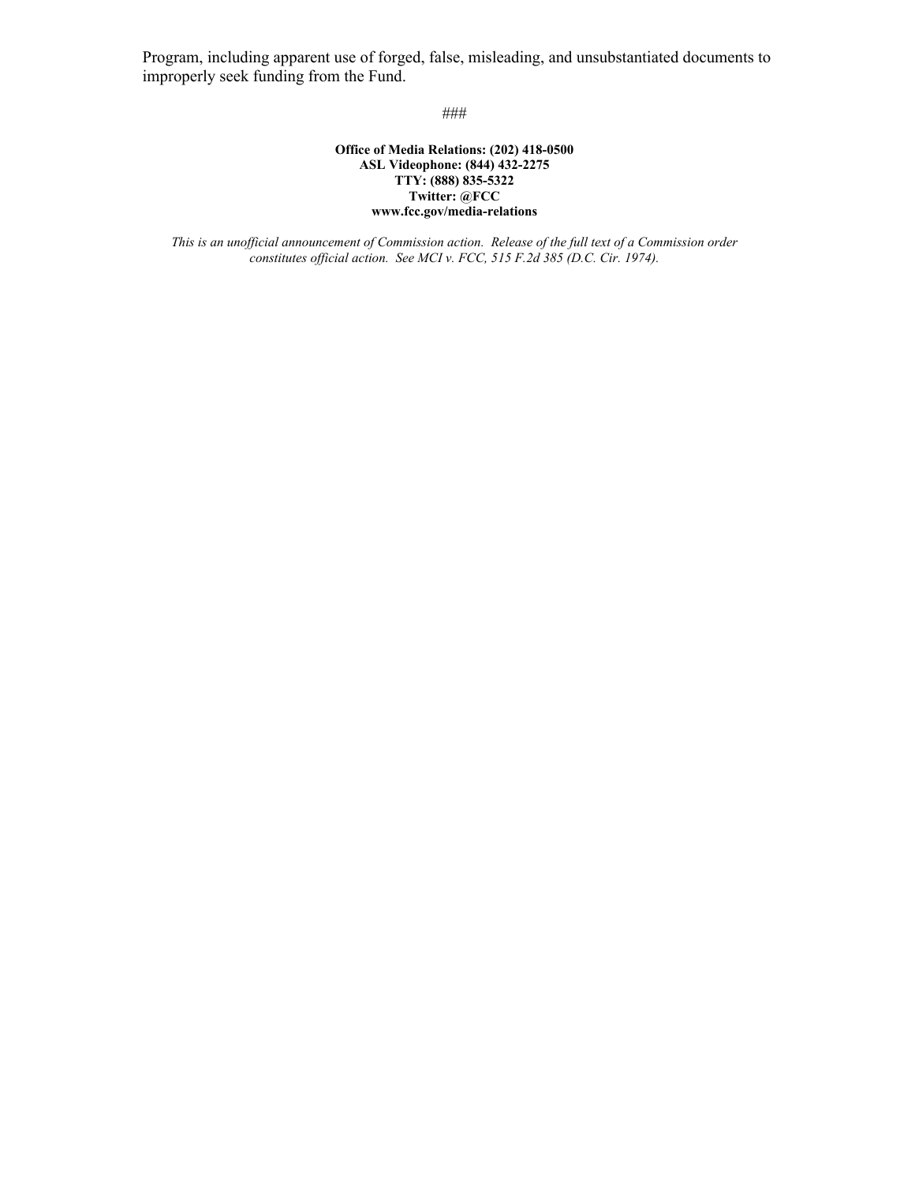Program, including apparent use of forged, false, misleading, and unsubstantiated documents to improperly seek funding from the Fund.

###

**Office of Media Relations: (202) 418-0500**
**ASL Videophone: (844) 432-2275**
**TTY: (888) 835-5322**
**Twitter: @FCC**
**www.fcc.gov/media-relations**

*This is an unofficial announcement of Commission action. Release of the full text of a Commission order constitutes official action. See MCI v. FCC, 515 F.2d 385 (D.C. Cir. 1974).*